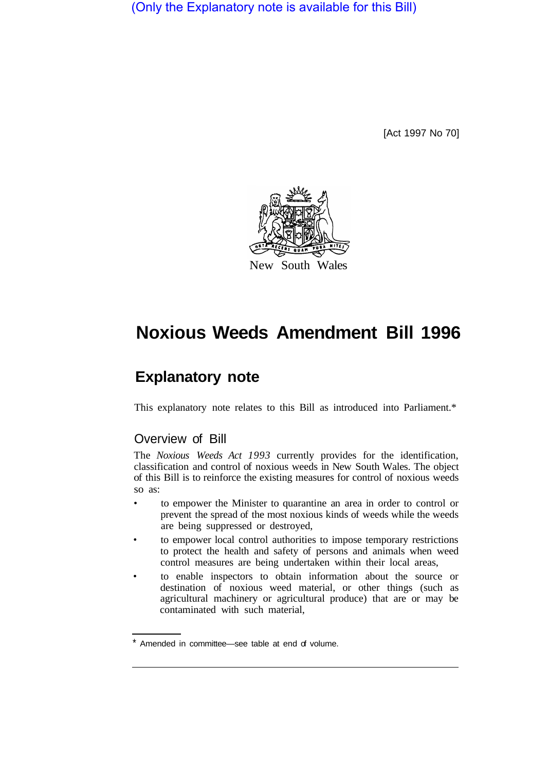(Only the Explanatory note is available for this Bill)

[Act 1997 No 70]

New South Wales

# Noxious Weeds Amendment Bill 1996

## Explanatory note

This explanatory note relates to this Bill as introduced into Parliament.*

### Overview of Bill

The *Noxious Weeds Act 1993* currently provides for the identification, classification and control of noxious weeds in New South Wales. The object of this Bill is to reinforce the existing measures for control of noxious weeds so as:

- to empower the Minister to quarantine an area in order to control or prevent the spread of the most noxious kinds of weeds while the weeds are being suppressed or destroyed,
- to empower local control authorities to impose temporary restrictions to protect the health and safety of persons and animals when weed control measures are being undertaken within their local areas,
- to enable inspectors to obtain information about the source or destination of noxious weed material, or other things (such as agricultural machinery or agricultural produce) that are or may be contaminated with such material,

* Amended in committee—see table at end of volume.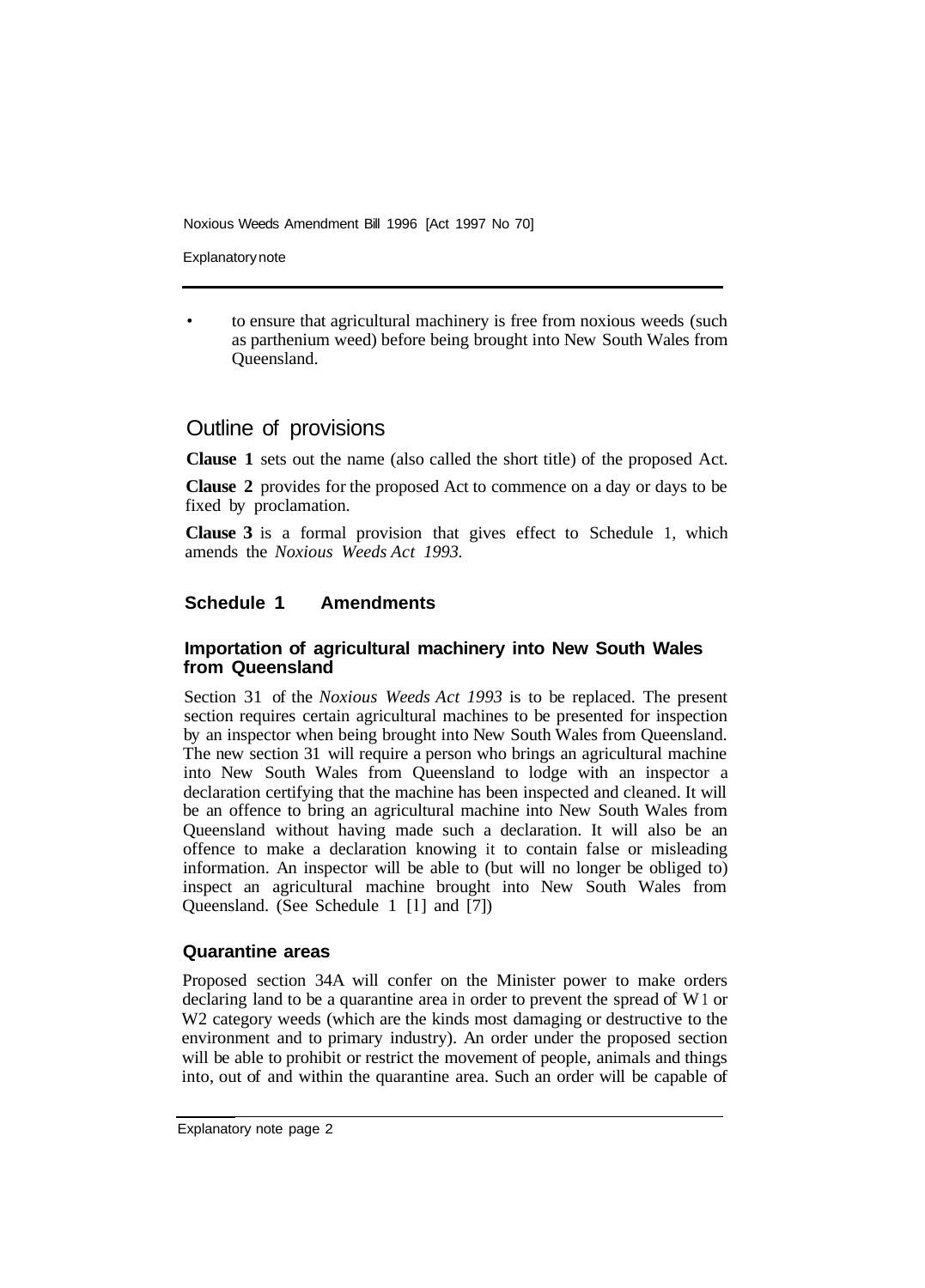- to ensure that agricultural machinery is free from noxious weeds (such as parthenium weed) before being brought into New South Wales from Queensland.

## Outline of provisions

**Clause 1** sets out the name (also called the short title) of the proposed Act.

**Clause 2** provides for the proposed Act to commence on a day or days to be fixed by proclamation.

**Clause 3** is a formal provision that gives effect to Schedule 1, which amends the *Noxious Weeds Act 1993.*

### Schedule 1 Amendments

#### Importation of agricultural machinery into New South Wales from Queensland

Section 31 of the *Noxious Weeds Act 1993* is to be replaced. The present section requires certain agricultural machines to be presented for inspection by an inspector when being brought into New South Wales from Queensland. The new section 31 will require a person who brings an agricultural machine into New South Wales from Queensland to lodge with an inspector a declaration certifying that the machine has been inspected and cleaned. It will be an offence to bring an agricultural machine into New South Wales from Queensland without having made such a declaration. It will also be an offence to make a declaration knowing it to contain false or misleading information. An inspector will be able to (but will no longer be obliged to) inspect an agricultural machine brought into New South Wales from Queensland. (See Schedule 1 [1] and [7])

#### Quarantine areas

Proposed section 34A will confer on the Minister power to make orders declaring land to be a quarantine area in order to prevent the spread of W1 or W2 category weeds (which are the kinds most damaging or destructive to the environment and to primary industry). An order under the proposed section will be able to prohibit or restrict the movement of people, animals and things into, out of and within the quarantine area. Such an order will be capable of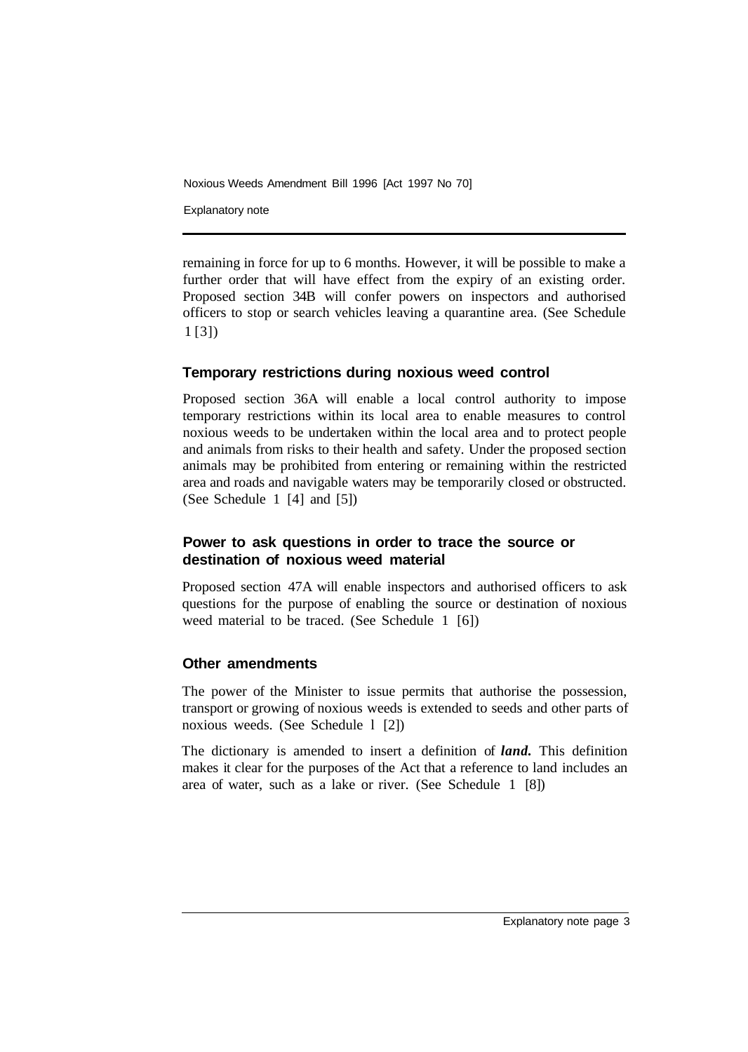remaining in force for up to 6 months. However, it will be possible to make a further order that will have effect from the expiry of an existing order. Proposed section 34B will confer powers on inspectors and authorised officers to stop or search vehicles leaving a quarantine area. (See Schedule 1 [3])

### Temporary restrictions during noxious weed control

Proposed section 36A will enable a local control authority to impose temporary restrictions within its local area to enable measures to control noxious weeds to be undertaken within the local area and to protect people and animals from risks to their health and safety. Under the proposed section animals may be prohibited from entering or remaining within the restricted area and roads and navigable waters may be temporarily closed or obstructed. (See Schedule 1 [4] and [5])

### Power to ask questions in order to trace the source or destination of noxious weed material

Proposed section 47A will enable inspectors and authorised officers to ask questions for the purpose of enabling the source or destination of noxious weed material to be traced. (See Schedule 1 [6])

### Other amendments

The power of the Minister to issue permits that authorise the possession, transport or growing of noxious weeds is extended to seeds and other parts of noxious weeds. (See Schedule 1 [2])

The dictionary is amended to insert a definition of ***land.*** This definition makes it clear for the purposes of the Act that a reference to land includes an area of water, such as a lake or river. (See Schedule 1 [8])